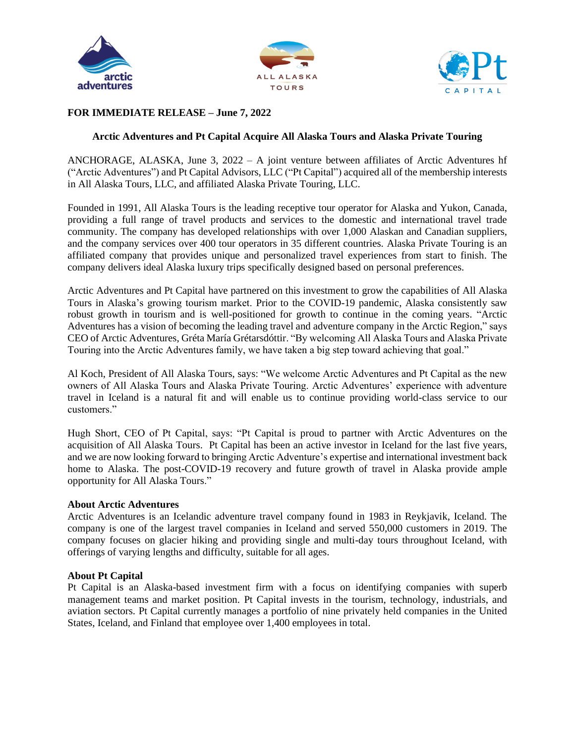**FOR IMMEDIATE RELEASE – June 7, 2022**

**Arctic Adventures and Pt Capital Acquire All Alaska Tours and Alaska Private Touring**

ANCHORAGE, ALASKA, June 3, 2022 – A joint venture between affiliates of Arctic Adventures hf ("Arctic Adventures") and Pt Capital Advisors, LLC ("Pt Capital") acquired all of the membership interests in All Alaska Tours, LLC, and affiliated Alaska Private Touring, LLC.

Founded in 1991, All Alaska Tours is the leading receptive tour operator for Alaska and Yukon, Canada, providing a full range of travel products and services to the domestic and international travel trade community. The company has developed relationships with over 1,000 Alaskan and Canadian suppliers, and the company services over 400 tour operators in 35 different countries. Alaska Private Touring is an affiliated company that provides unique and personalized travel experiences from start to finish. The company delivers ideal Alaska luxury trips specifically designed based on personal preferences.

Arctic Adventures and Pt Capital have partnered on this investment to grow the capabilities of All Alaska Tours in Alaska's growing tourism market. Prior to the COVID-19 pandemic, Alaska consistently saw robust growth in tourism and is well-positioned for growth to continue in the coming years. "Arctic Adventures has a vision of becoming the leading travel and adventure company in the Arctic Region," says CEO of Arctic Adventures, Gréta María Grétarsdóttir. "By welcoming All Alaska Tours and Alaska Private Touring into the Arctic Adventures family, we have taken a big step toward achieving that goal."

Al Koch, President of All Alaska Tours, says: "We welcome Arctic Adventures and Pt Capital as the new owners of All Alaska Tours and Alaska Private Touring. Arctic Adventures' experience with adventure travel in Iceland is a natural fit and will enable us to continue providing world-class service to our customers."

Hugh Short, CEO of Pt Capital, says: "Pt Capital is proud to partner with Arctic Adventures on the acquisition of All Alaska Tours. Pt Capital has been an active investor in Iceland for the last five years, and we are now looking forward to bringing Arctic Adventure's expertise and international investment back home to Alaska. The post-COVID-19 recovery and future growth of travel in Alaska provide ample opportunity for All Alaska Tours."

**About Arctic Adventures**

Arctic Adventures is an Icelandic adventure travel company found in 1983 in Reykjavik, Iceland. The company is one of the largest travel companies in Iceland and served 550,000 customers in 2019. The company focuses on glacier hiking and providing single and multi-day tours throughout Iceland, with offerings of varying lengths and difficulty, suitable for all ages.

**About Pt Capital**

Pt Capital is an Alaska-based investment firm with a focus on identifying companies with superb management teams and market position. Pt Capital invests in the tourism, technology, industrials, and aviation sectors. Pt Capital currently manages a portfolio of nine privately held companies in the United States, Iceland, and Finland that employee over 1,400 employees in total.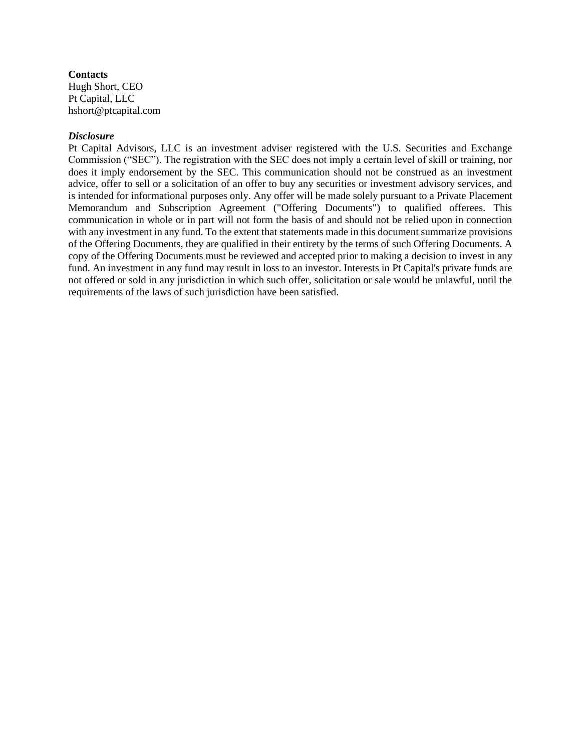**Contacts**
Hugh Short, CEO
Pt Capital, LLC
hshort@ptcapital.com

***Disclosure***

Pt Capital Advisors, LLC is an investment adviser registered with the U.S. Securities and Exchange Commission ("SEC"). The registration with the SEC does not imply a certain level of skill or training, nor does it imply endorsement by the SEC. This communication should not be construed as an investment advice, offer to sell or a solicitation of an offer to buy any securities or investment advisory services, and is intended for informational purposes only. Any offer will be made solely pursuant to a Private Placement Memorandum and Subscription Agreement ("Offering Documents") to qualified offerees. This communication in whole or in part will not form the basis of and should not be relied upon in connection with any investment in any fund. To the extent that statements made in this document summarize provisions of the Offering Documents, they are qualified in their entirety by the terms of such Offering Documents. A copy of the Offering Documents must be reviewed and accepted prior to making a decision to invest in any fund. An investment in any fund may result in loss to an investor. Interests in Pt Capital's private funds are not offered or sold in any jurisdiction in which such offer, solicitation or sale would be unlawful, until the requirements of the laws of such jurisdiction have been satisfied.